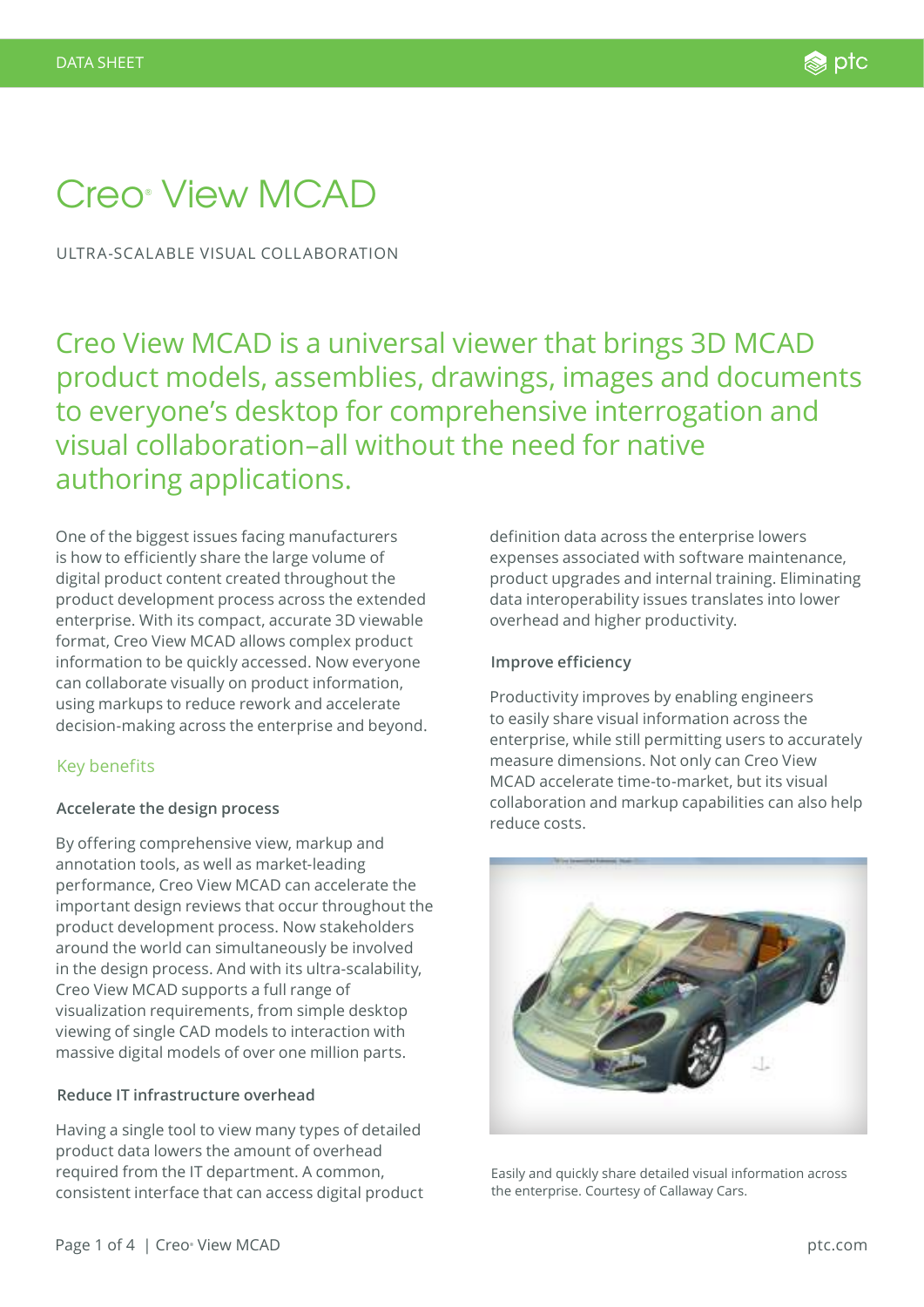DATA SHEET

# Creo® View MCAD

ULTRA-SCALABLE VISUAL COLLABORATION

## Creo View MCAD is a universal viewer that brings 3D MCAD product models, assemblies, drawings, images and documents to everyone's desktop for comprehensive interrogation and visual collaboration–all without the need for native authoring applications.

One of the biggest issues facing manufacturers is how to efficiently share the large volume of digital product content created throughout the product development process across the extended enterprise. With its compact, accurate 3D viewable format, Creo View MCAD allows complex product information to be quickly accessed. Now everyone can collaborate visually on product information, using markups to reduce rework and accelerate decision-making across the enterprise and beyond.

## Key benefits

### Accelerate the design process

By offering comprehensive view, markup and annotation tools, as well as market-leading performance, Creo View MCAD can accelerate the important design reviews that occur throughout the product development process. Now stakeholders around the world can simultaneously be involved in the design process. And with its ultra-scalability, Creo View MCAD supports a full range of visualization requirements, from simple desktop viewing of single CAD models to interaction with massive digital models of over one million parts.

### Reduce IT infrastructure overhead

Having a single tool to view many types of detailed product data lowers the amount of overhead required from the IT department. A common, consistent interface that can access digital product definition data across the enterprise lowers expenses associated with software maintenance, product upgrades and internal training. Eliminating data interoperability issues translates into lower overhead and higher productivity.

### Improve efficiency

Productivity improves by enabling engineers to easily share visual information across the enterprise, while still permitting users to accurately measure dimensions. Not only can Creo View MCAD accelerate time-to-market, but its visual collaboration and markup capabilities can also help reduce costs.

Easily and quickly share detailed visual information across the enterprise. Courtesy of Callaway Cars.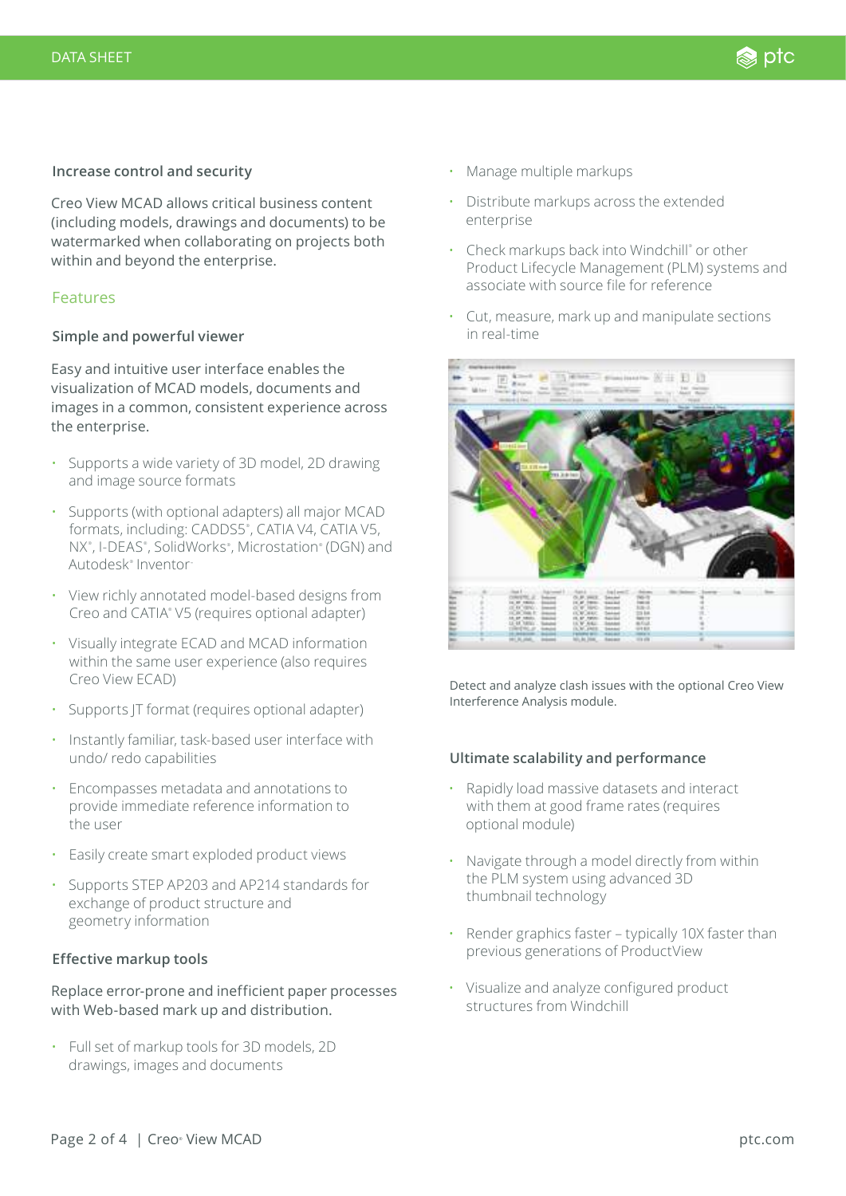### Increase control and security

Creo View MCAD allows critical business content (including models, drawings and documents) to be watermarked when collaborating on projects both within and beyond the enterprise.

## Features

### Simple and powerful viewer

Easy and intuitive user interface enables the visualization of MCAD models, documents and images in a common, consistent experience across the enterprise.

- Supports a wide variety of 3D model, 2D drawing and image source formats
- Supports (with optional adapters) all major MCAD formats, including: CADDS5®, CATIA V4, CATIA V5, NX®, I-DEAS®, SolidWorks®, Microstation® (DGN) and Autodesk® Inventor™
- View richly annotated model-based designs from Creo and CATIA® V5 (requires optional adapter)
- Visually integrate ECAD and MCAD information within the same user experience (also requires Creo View ECAD)
- Supports JT format (requires optional adapter)
- Instantly familiar, task-based user interface with undo/ redo capabilities
- Encompasses metadata and annotations to provide immediate reference information to the user
- Easily create smart exploded product views
- Supports STEP AP203 and AP214 standards for exchange of product structure and geometry information

### Effective markup tools

Replace error-prone and inefficient paper processes with Web-based mark up and distribution.

- Full set of markup tools for 3D models, 2D drawings, images and documents
- Manage multiple markups
- Distribute markups across the extended enterprise
- Check markups back into Windchill® or other Product Lifecycle Management (PLM) systems and associate with source file for reference
- Cut, measure, mark up and manipulate sections in real-time

Detect and analyze clash issues with the optional Creo View Interference Analysis module.

### Ultimate scalability and performance

- Rapidly load massive datasets and interact with them at good frame rates (requires optional module)
- Navigate through a model directly from within the PLM system using advanced 3D thumbnail technology
- Render graphics faster – typically 10X faster than previous generations of ProductView
- Visualize and analyze configured product structures from Windchill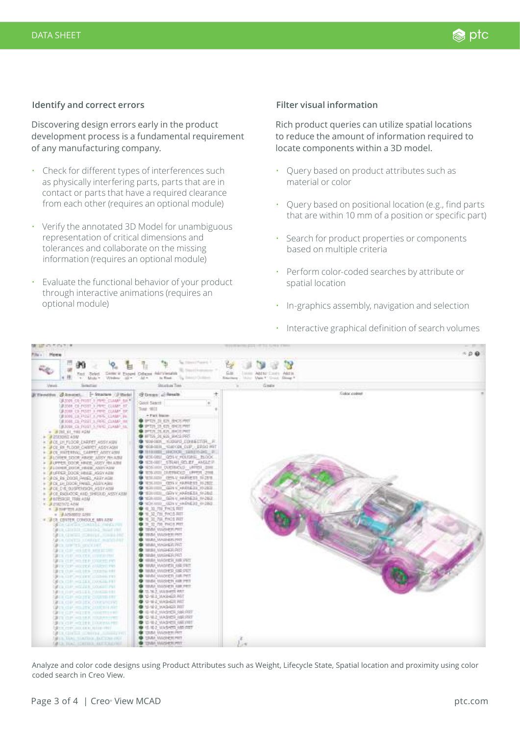### Identify and correct errors

Discovering design errors early in the product development process is a fundamental requirement of any manufacturing company.

- Check for different types of interferences such as physically interfering parts, parts that are in contact or parts that have a required clearance from each other (requires an optional module)
- Verify the annotated 3D Model for unambiguous representation of critical dimensions and tolerances and collaborate on the missing information (requires an optional module)
- Evaluate the functional behavior of your product through interactive animations (requires an optional module)

### Filter visual information

Rich product queries can utilize spatial locations to reduce the amount of information required to locate components within a 3D model.

- Query based on product attributes such as material or color
- Query based on positional location (e.g., find parts that are within 10 mm of a position or specific part)
- Search for product properties or components based on multiple criteria
- Perform color-coded searches by attribute or spatial location
- In-graphics assembly, navigation and selection
- Interactive graphical definition of search volumes

Analyze and color code designs using Product Attributes such as Weight, Lifecycle State, Spatial location and proximity using color coded search in Creo View.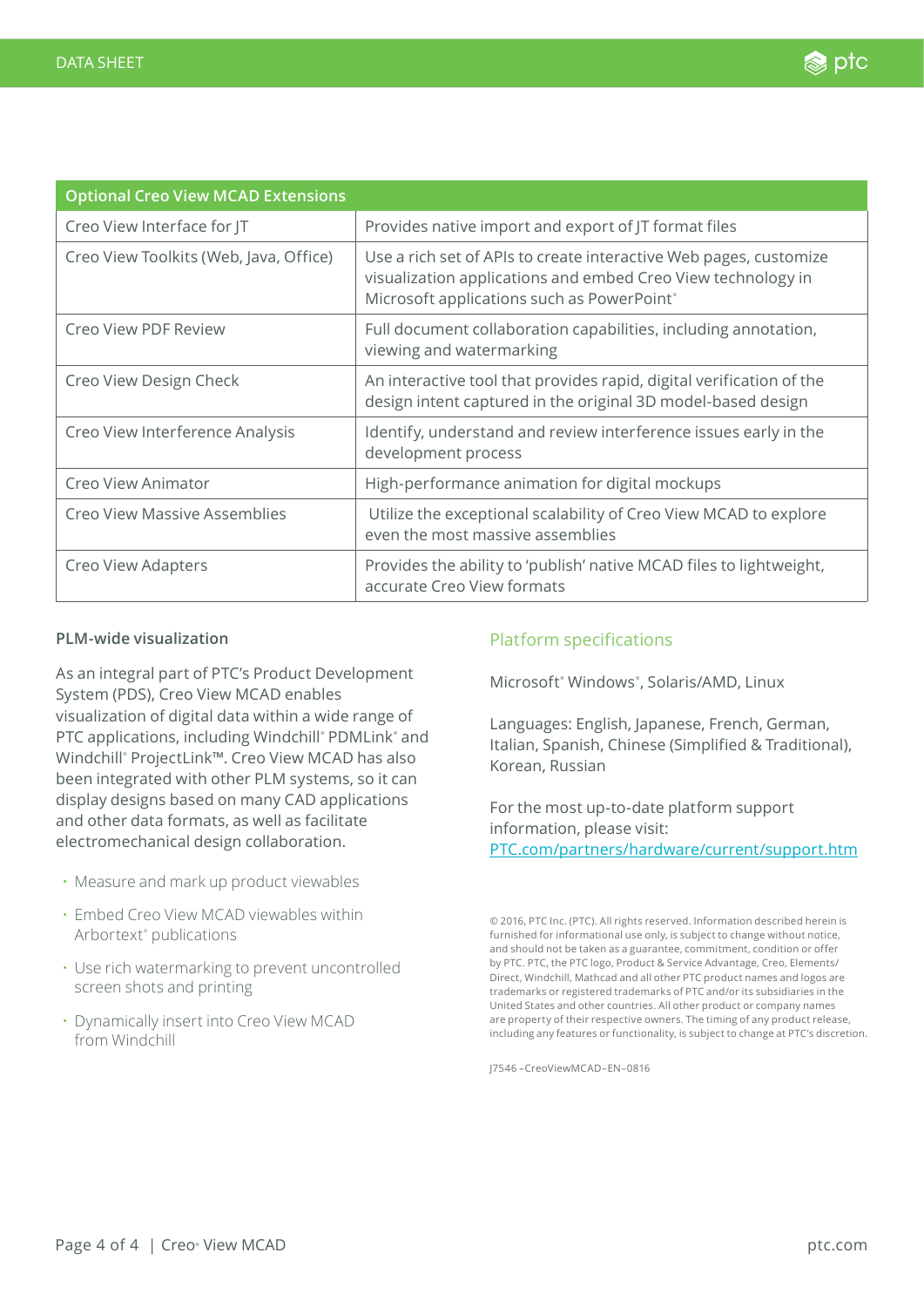| Optional Creo View MCAD Extensions | |
|---|---|
| Creo View Interface for JT | Provides native import and export of JT format files |
| Creo View Toolkits (Web, Java, Office) | Use a rich set of APIs to create interactive Web pages, customize visualization applications and embed Creo View technology in Microsoft applications such as PowerPoint® |
| Creo View PDF Review | Full document collaboration capabilities, including annotation, viewing and watermarking |
| Creo View Design Check | An interactive tool that provides rapid, digital verification of the design intent captured in the original 3D model-based design |
| Creo View Interference Analysis | Identify, understand and review interference issues early in the development process |
| Creo View Animator | High-performance animation for digital mockups |
| Creo View Massive Assemblies | Utilize the exceptional scalability of Creo View MCAD to explore even the most massive assemblies |
| Creo View Adapters | Provides the ability to 'publish' native MCAD files to lightweight, accurate Creo View formats |

### PLM-wide visualization

As an integral part of PTC's Product Development System (PDS), Creo View MCAD enables visualization of digital data within a wide range of PTC applications, including Windchill® PDMLink® and Windchill® ProjectLink™. Creo View MCAD has also been integrated with other PLM systems, so it can display designs based on many CAD applications and other data formats, as well as facilitate electromechanical design collaboration.

- Measure and mark up product viewables
- Embed Creo View MCAD viewables within Arbortext® publications
- Use rich watermarking to prevent uncontrolled screen shots and printing
- Dynamically insert into Creo View MCAD from Windchill

## Platform specifications

Microsoft® Windows®, Solaris/AMD, Linux

Languages: English, Japanese, French, German, Italian, Spanish, Chinese (Simplified & Traditional), Korean, Russian

For the most up-to-date platform support information, please visit: PTC.com/partners/hardware/current/support.htm

© 2016, PTC Inc. (PTC). All rights reserved. Information described herein is furnished for informational use only, is subject to change without notice, and should not be taken as a guarantee, commitment, condition or offer by PTC. PTC, the PTC logo, Product & Service Advantage, Creo, Elements/Direct, Windchill, Mathcad and all other PTC product names and logos are trademarks or registered trademarks of PTC and/or its subsidiaries in the United States and other countries. All other product or company names are property of their respective owners. The timing of any product release, including any features or functionality, is subject to change at PTC's discretion.

J7546 –CreoViewMCAD–EN–0816